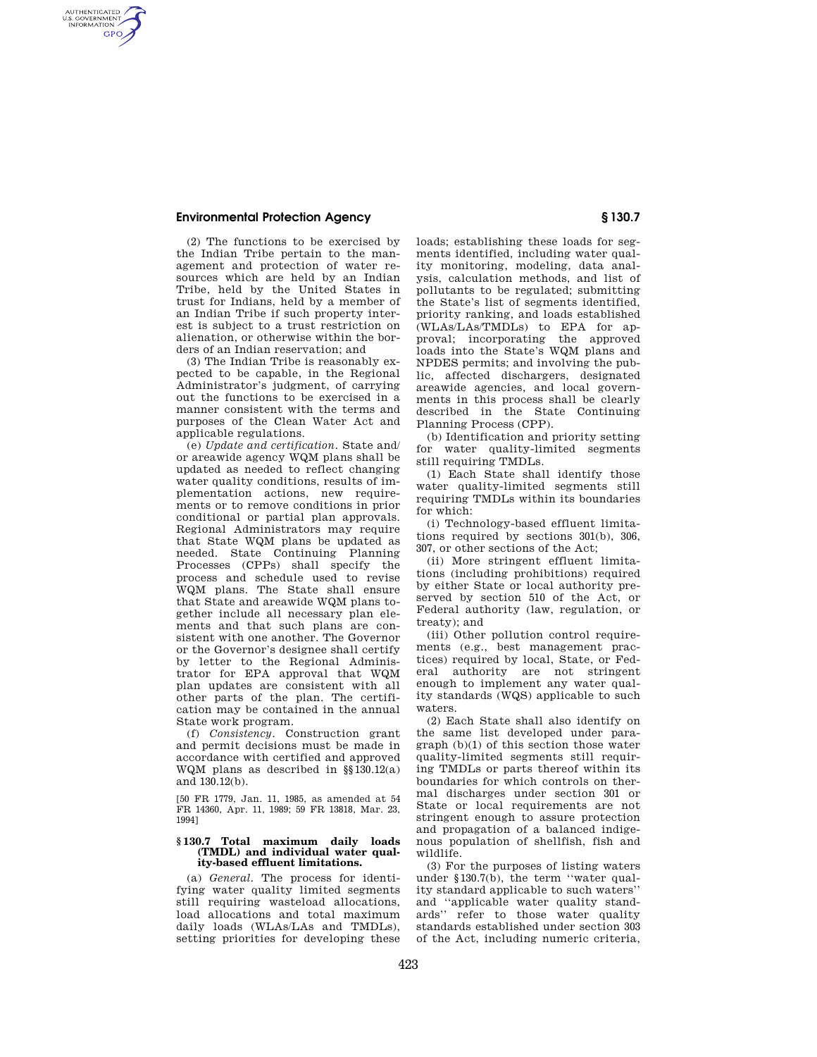(2) The functions to be exercised by the Indian Tribe pertain to the management and protection of water resources which are held by an Indian Tribe, held by the United States in trust for Indians, held by a member of an Indian Tribe if such property interest is subject to a trust restriction on alienation, or otherwise within the borders of an Indian reservation; and

(3) The Indian Tribe is reasonably expected to be capable, in the Regional Administrator's judgment, of carrying out the functions to be exercised in a manner consistent with the terms and purposes of the Clean Water Act and applicable regulations.

(e) *Update and certification.* State and/or areawide agency WQM plans shall be updated as needed to reflect changing water quality conditions, results of implementation actions, new requirements or to remove conditions in prior conditional or partial plan approvals. Regional Administrators may require that State WQM plans be updated as needed. State Continuing Planning Processes (CPPs) shall specify the process and schedule used to revise WQM plans. The State shall ensure that State and areawide WQM plans together include all necessary plan elements and that such plans are consistent with one another. The Governor or the Governor's designee shall certify by letter to the Regional Administrator for EPA approval that WQM plan updates are consistent with all other parts of the plan. The certification may be contained in the annual State work program.

(f) *Consistency.* Construction grant and permit decisions must be made in accordance with certified and approved WQM plans as described in §§130.12(a) and 130.12(b).

[50 FR 1779, Jan. 11, 1985, as amended at 54 FR 14360, Apr. 11, 1989; 59 FR 13818, Mar. 23, 1994]

## § 130.7 Total maximum daily loads (TMDL) and individual water quality-based effluent limitations.

(a) *General.* The process for identifying water quality limited segments still requiring wasteload allocations, load allocations and total maximum daily loads (WLAs/LAs and TMDLs), setting priorities for developing these loads; establishing these loads for segments identified, including water quality monitoring, modeling, data analysis, calculation methods, and list of pollutants to be regulated; submitting the State's list of segments identified, priority ranking, and loads established (WLAs/LAs/TMDLs) to EPA for approval; incorporating the approved loads into the State's WQM plans and NPDES permits; and involving the public, affected dischargers, designated areawide agencies, and local governments in this process shall be clearly described in the State Continuing Planning Process (CPP).

(b) Identification and priority setting for water quality-limited segments still requiring TMDLs.

(1) Each State shall identify those water quality-limited segments still requiring TMDLs within its boundaries for which:

(i) Technology-based effluent limitations required by sections 301(b), 306, 307, or other sections of the Act;

(ii) More stringent effluent limitations (including prohibitions) required by either State or local authority preserved by section 510 of the Act, or Federal authority (law, regulation, or treaty); and

(iii) Other pollution control requirements (e.g., best management practices) required by local, State, or Federal authority are not stringent enough to implement any water quality standards (WQS) applicable to such waters.

(2) Each State shall also identify on the same list developed under paragraph (b)(1) of this section those water quality-limited segments still requiring TMDLs or parts thereof within its boundaries for which controls on thermal discharges under section 301 or State or local requirements are not stringent enough to assure protection and propagation of a balanced indigenous population of shellfish, fish and wildlife.

(3) For the purposes of listing waters under §130.7(b), the term "water quality standard applicable to such waters" and "applicable water quality standards" refer to those water quality standards established under section 303 of the Act, including numeric criteria,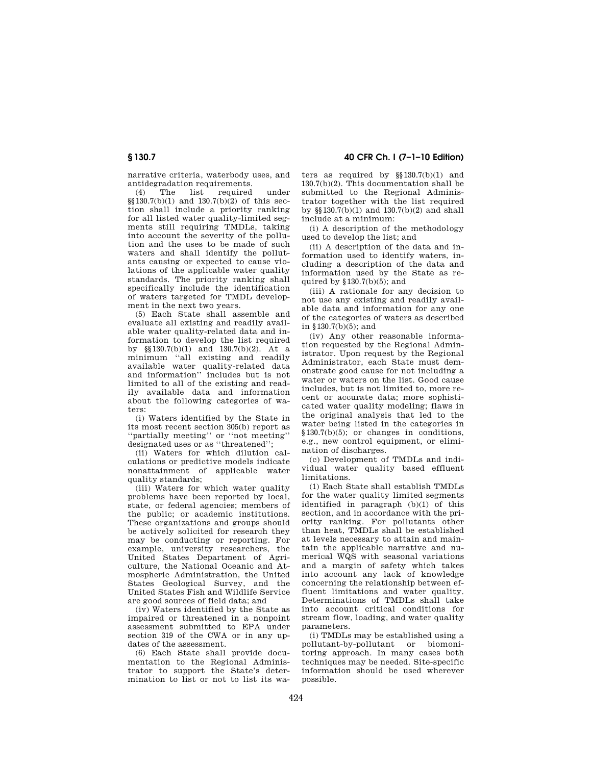narrative criteria, waterbody uses, and antidegradation requirements.

(4) The list required under §§130.7(b)(1) and 130.7(b)(2) of this section shall include a priority ranking for all listed water quality-limited segments still requiring TMDLs, taking into account the severity of the pollution and the uses to be made of such waters and shall identify the pollutants causing or expected to cause violations of the applicable water quality standards. The priority ranking shall specifically include the identification of waters targeted for TMDL development in the next two years.

(5) Each State shall assemble and evaluate all existing and readily available water quality-related data and information to develop the list required by §§130.7(b)(1) and 130.7(b)(2). At a minimum "all existing and readily available water quality-related data and information" includes but is not limited to all of the existing and readily available data and information about the following categories of waters:

(i) Waters identified by the State in its most recent section 305(b) report as "partially meeting" or "not meeting" designated uses or as "threatened";

(ii) Waters for which dilution calculations or predictive models indicate nonattainment of applicable water quality standards;

(iii) Waters for which water quality problems have been reported by local, state, or federal agencies; members of the public; or academic institutions. These organizations and groups should be actively solicited for research they may be conducting or reporting. For example, university researchers, the United States Department of Agriculture, the National Oceanic and Atmospheric Administration, the United States Geological Survey, and the United States Fish and Wildlife Service are good sources of field data; and

(iv) Waters identified by the State as impaired or threatened in a nonpoint assessment submitted to EPA under section 319 of the CWA or in any updates of the assessment.

(6) Each State shall provide documentation to the Regional Administrator to support the State's determination to list or not to list its waters as required by §§130.7(b)(1) and 130.7(b)(2). This documentation shall be submitted to the Regional Administrator together with the list required by §§130.7(b)(1) and 130.7(b)(2) and shall include at a minimum:

(i) A description of the methodology used to develop the list; and

(ii) A description of the data and information used to identify waters, including a description of the data and information used by the State as required by §130.7(b)(5); and

(iii) A rationale for any decision to not use any existing and readily available data and information for any one of the categories of waters as described in §130.7(b)(5); and

(iv) Any other reasonable information requested by the Regional Administrator. Upon request by the Regional Administrator, each State must demonstrate good cause for not including a water or waters on the list. Good cause includes, but is not limited to, more recent or accurate data; more sophisticated water quality modeling; flaws in the original analysis that led to the water being listed in the categories in §130.7(b)(5); or changes in conditions, e.g., new control equipment, or elimination of discharges.

(c) Development of TMDLs and individual water quality based effluent limitations.

(1) Each State shall establish TMDLs for the water quality limited segments identified in paragraph (b)(1) of this section, and in accordance with the priority ranking. For pollutants other than heat, TMDLs shall be established at levels necessary to attain and maintain the applicable narrative and numerical WQS with seasonal variations and a margin of safety which takes into account any lack of knowledge concerning the relationship between effluent limitations and water quality. Determinations of TMDLs shall take into account critical conditions for stream flow, loading, and water quality parameters.

(i) TMDLs may be established using a pollutant-by-pollutant or biomonitoring approach. In many cases both techniques may be needed. Site-specific information should be used wherever possible.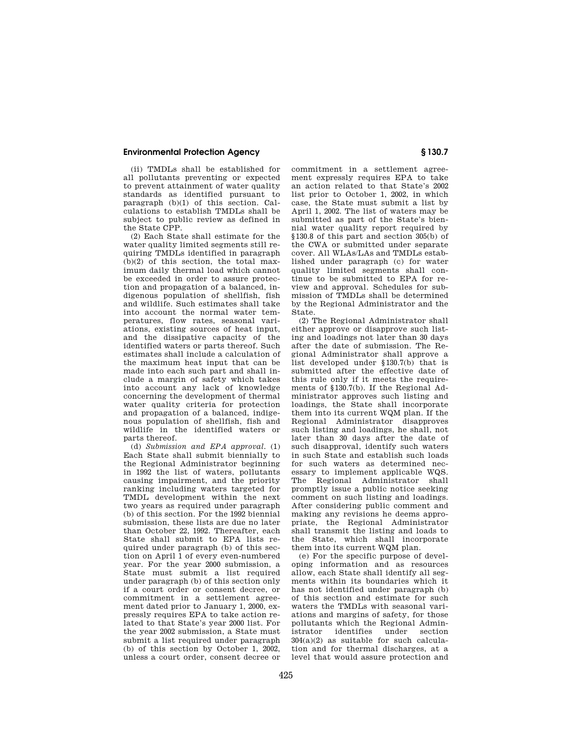(ii) TMDLs shall be established for all pollutants preventing or expected to prevent attainment of water quality standards as identified pursuant to paragraph (b)(1) of this section. Calculations to establish TMDLs shall be subject to public review as defined in the State CPP.

(2) Each State shall estimate for the water quality limited segments still requiring TMDLs identified in paragraph (b)(2) of this section, the total maximum daily thermal load which cannot be exceeded in order to assure protection and propagation of a balanced, indigenous population of shellfish, fish and wildlife. Such estimates shall take into account the normal water temperatures, flow rates, seasonal variations, existing sources of heat input, and the dissipative capacity of the identified waters or parts thereof. Such estimates shall include a calculation of the maximum heat input that can be made into each such part and shall include a margin of safety which takes into account any lack of knowledge concerning the development of thermal water quality criteria for protection and propagation of a balanced, indigenous population of shellfish, fish and wildlife in the identified waters or parts thereof.

(d) *Submission and EPA approval.* (1) Each State shall submit biennially to the Regional Administrator beginning in 1992 the list of waters, pollutants causing impairment, and the priority ranking including waters targeted for TMDL development within the next two years as required under paragraph (b) of this section. For the 1992 biennial submission, these lists are due no later than October 22, 1992. Thereafter, each State shall submit to EPA lists required under paragraph (b) of this section on April 1 of every even-numbered year. For the year 2000 submission, a State must submit a list required under paragraph (b) of this section only if a court order or consent decree, or commitment in a settlement agreement dated prior to January 1, 2000, expressly requires EPA to take action related to that State's year 2000 list. For the year 2002 submission, a State must submit a list required under paragraph (b) of this section by October 1, 2002, unless a court order, consent decree or commitment in a settlement agreement expressly requires EPA to take an action related to that State's 2002 list prior to October 1, 2002, in which case, the State must submit a list by April 1, 2002. The list of waters may be submitted as part of the State's biennial water quality report required by §130.8 of this part and section 305(b) of the CWA or submitted under separate cover. All WLAs/LAs and TMDLs established under paragraph (c) for water quality limited segments shall continue to be submitted to EPA for review and approval. Schedules for submission of TMDLs shall be determined by the Regional Administrator and the State.

(2) The Regional Administrator shall either approve or disapprove such listing and loadings not later than 30 days after the date of submission. The Regional Administrator shall approve a list developed under §130.7(b) that is submitted after the effective date of this rule only if it meets the requirements of §130.7(b). If the Regional Administrator approves such listing and loadings, the State shall incorporate them into its current WQM plan. If the Regional Administrator disapproves such listing and loadings, he shall, not later than 30 days after the date of such disapproval, identify such waters in such State and establish such loads for such waters as determined necessary to implement applicable WQS. The Regional Administrator shall promptly issue a public notice seeking comment on such listing and loadings. After considering public comment and making any revisions he deems appropriate, the Regional Administrator shall transmit the listing and loads to the State, which shall incorporate them into its current WQM plan.

(e) For the specific purpose of developing information and as resources allow, each State shall identify all segments within its boundaries which it has not identified under paragraph (b) of this section and estimate for such waters the TMDLs with seasonal variations and margins of safety, for those pollutants which the Regional Administrator identifies under section 304(a)(2) as suitable for such calculation and for thermal discharges, at a level that would assure protection and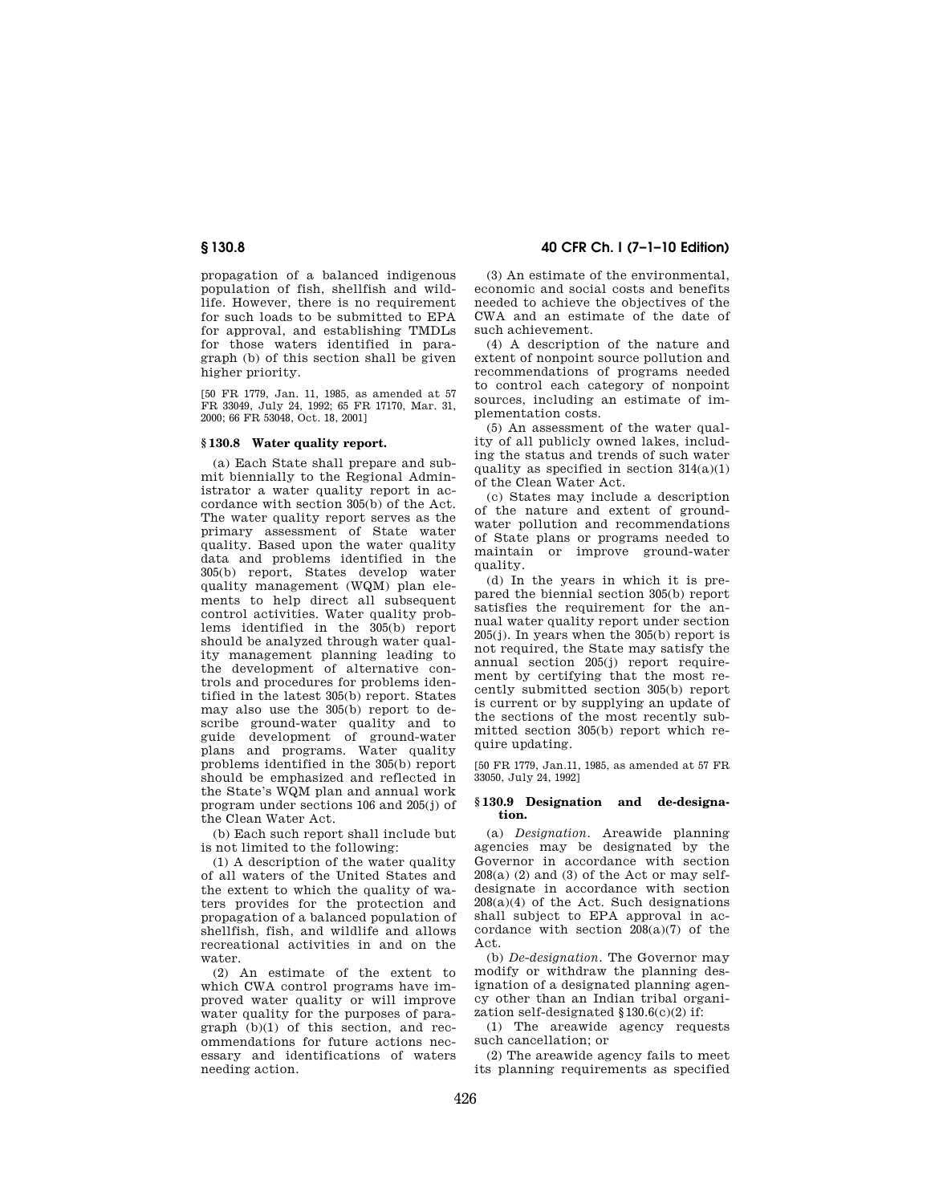propagation of a balanced indigenous population of fish, shellfish and wildlife. However, there is no requirement for such loads to be submitted to EPA for approval, and establishing TMDLs for those waters identified in paragraph (b) of this section shall be given higher priority.

[50 FR 1779, Jan. 11, 1985, as amended at 57 FR 33049, July 24, 1992; 65 FR 17170, Mar. 31, 2000; 66 FR 53048, Oct. 18, 2001]

### § 130.8 Water quality report.

(a) Each State shall prepare and submit biennially to the Regional Administrator a water quality report in accordance with section 305(b) of the Act. The water quality report serves as the primary assessment of State water quality. Based upon the water quality data and problems identified in the 305(b) report, States develop water quality management (WQM) plan elements to help direct all subsequent control activities. Water quality problems identified in the 305(b) report should be analyzed through water quality management planning leading to the development of alternative controls and procedures for problems identified in the latest 305(b) report. States may also use the 305(b) report to describe ground-water quality and to guide development of ground-water plans and programs. Water quality problems identified in the 305(b) report should be emphasized and reflected in the State's WQM plan and annual work program under sections 106 and 205(j) of the Clean Water Act.

(b) Each such report shall include but is not limited to the following:

(1) A description of the water quality of all waters of the United States and the extent to which the quality of waters provides for the protection and propagation of a balanced population of shellfish, fish, and wildlife and allows recreational activities in and on the water.

(2) An estimate of the extent to which CWA control programs have improved water quality or will improve water quality for the purposes of paragraph (b)(1) of this section, and recommendations for future actions necessary and identifications of waters needing action.

(3) An estimate of the environmental, economic and social costs and benefits needed to achieve the objectives of the CWA and an estimate of the date of such achievement.

(4) A description of the nature and extent of nonpoint source pollution and recommendations of programs needed to control each category of nonpoint sources, including an estimate of implementation costs.

(5) An assessment of the water quality of all publicly owned lakes, including the status and trends of such water quality as specified in section 314(a)(1) of the Clean Water Act.

(c) States may include a description of the nature and extent of ground-water pollution and recommendations of State plans or programs needed to maintain or improve ground-water quality.

(d) In the years in which it is prepared the biennial section 305(b) report satisfies the requirement for the annual water quality report under section 205(j). In years when the 305(b) report is not required, the State may satisfy the annual section 205(j) report requirement by certifying that the most recently submitted section 305(b) report is current or by supplying an update of the sections of the most recently submitted section 305(b) report which require updating.

[50 FR 1779, Jan.11, 1985, as amended at 57 FR 33050, July 24, 1992]

### § 130.9 Designation and de-designation.

(a) *Designation.* Areawide planning agencies may be designated by the Governor in accordance with section 208(a) (2) and (3) of the Act or may self-designate in accordance with section 208(a)(4) of the Act. Such designations shall subject to EPA approval in accordance with section 208(a)(7) of the Act.

(b) *De-designation.* The Governor may modify or withdraw the planning designation of a designated planning agency other than an Indian tribal organization self-designated §130.6(c)(2) if:

(1) The areawide agency requests such cancellation; or

(2) The areawide agency fails to meet its planning requirements as specified